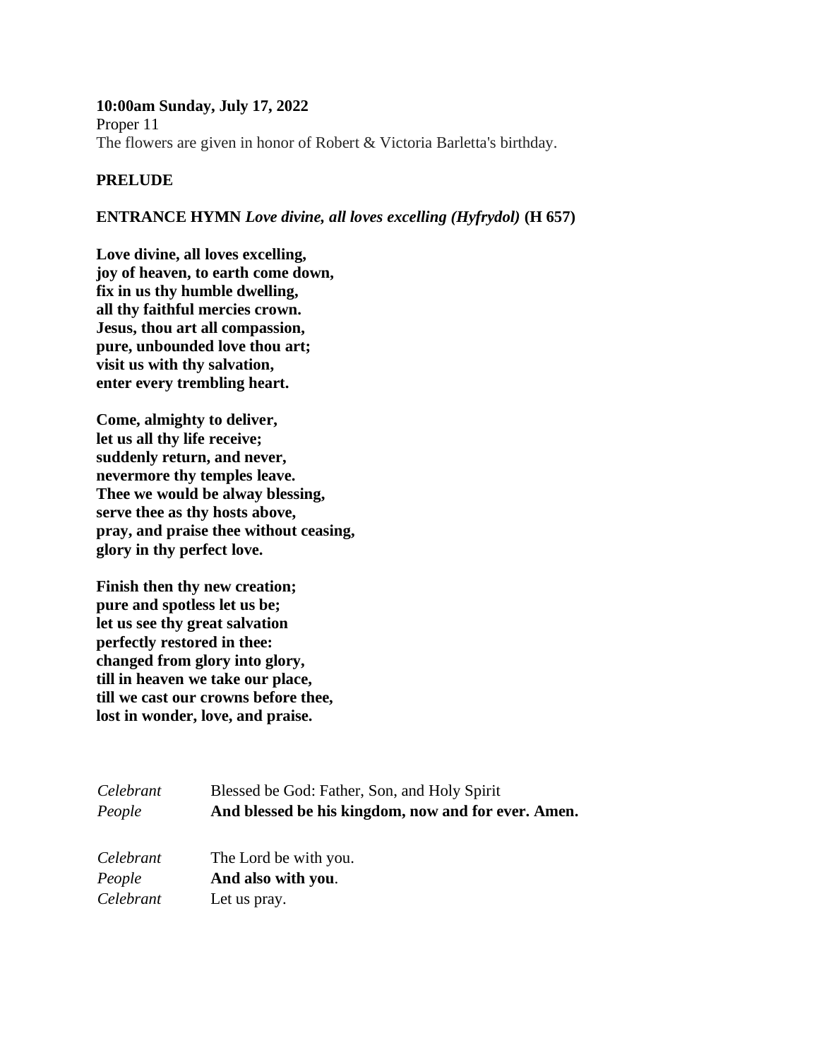**10:00am Sunday, July 17, 2022**

Proper 11

The flowers are given in honor of Robert & Victoria Barletta's birthday.

**PRELUDE**

**ENTRANCE HYMN** ***Love divine, all loves excelling (Hyfrydol)*** **(H 657)**

**Love divine, all loves excelling,**
**joy of heaven, to earth come down,**
**fix in us thy humble dwelling,**
**all thy faithful mercies crown.**
**Jesus, thou art all compassion,**
**pure, unbounded love thou art;**
**visit us with thy salvation,**
**enter every trembling heart.**

**Come, almighty to deliver,**
**let us all thy life receive;**
**suddenly return, and never,**
**nevermore thy temples leave.**
**Thee we would be alway blessing,**
**serve thee as thy hosts above,**
**pray, and praise thee without ceasing,**
**glory in thy perfect love.**

**Finish then thy new creation;**
**pure and spotless let us be;**
**let us see thy great salvation**
**perfectly restored in thee:**
**changed from glory into glory,**
**till in heaven we take our place,**
**till we cast our crowns before thee,**
**lost in wonder, love, and praise.**

*Celebrant* Blessed be God: Father, Son, and Holy Spirit
*People* **And blessed be his kingdom, now and for ever. Amen.**

*Celebrant* The Lord be with you.
*People* **And also with you**.
*Celebrant* Let us pray.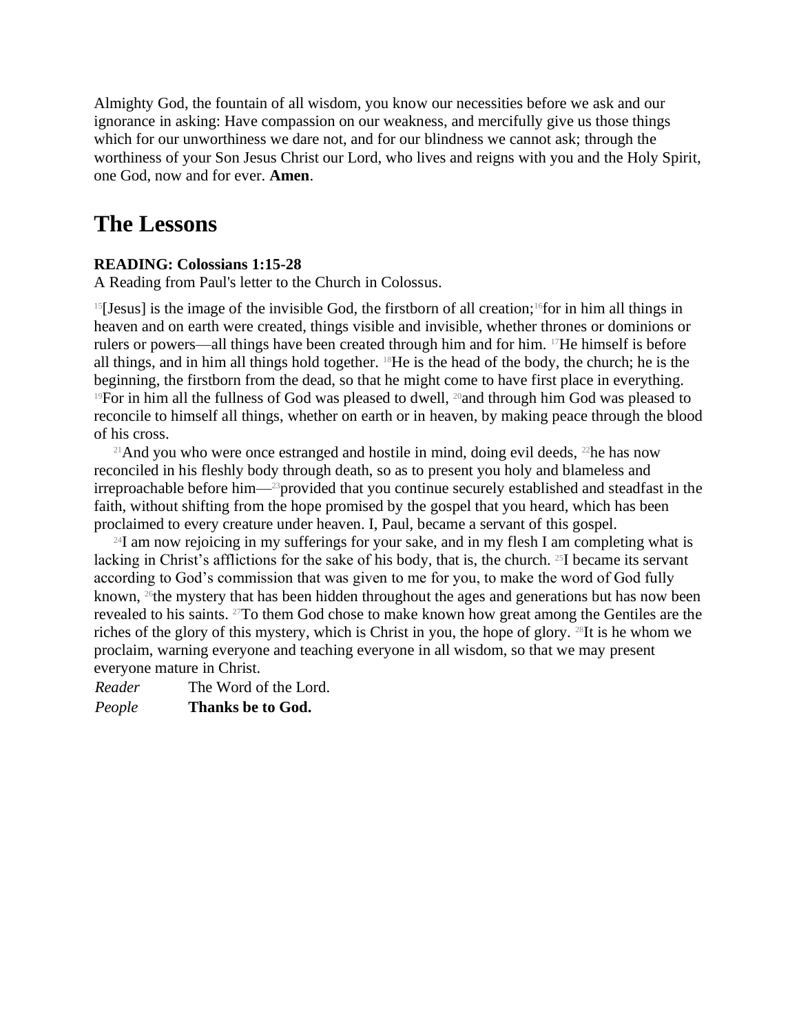Almighty God, the fountain of all wisdom, you know our necessities before we ask and our ignorance in asking: Have compassion on our weakness, and mercifully give us those things which for our unworthiness we dare not, and for our blindness we cannot ask; through the worthiness of your Son Jesus Christ our Lord, who lives and reigns with you and the Holy Spirit, one God, now and for ever. **Amen**.

# The Lessons

**READING: Colossians 1:15-28**

A Reading from Paul's letter to the Church in Colossus.

[15][Jesus] is the image of the invisible God, the firstborn of all creation;[16]for in him all things in heaven and on earth were created, things visible and invisible, whether thrones or dominions or rulers or powers—all things have been created through him and for him. [17]He himself is before all things, and in him all things hold together. [18]He is the head of the body, the church; he is the beginning, the firstborn from the dead, so that he might come to have first place in everything. [19]For in him all the fullness of God was pleased to dwell, [20]and through him God was pleased to reconcile to himself all things, whether on earth or in heaven, by making peace through the blood of his cross.

[21]And you who were once estranged and hostile in mind, doing evil deeds, [22]he has now reconciled in his fleshly body through death, so as to present you holy and blameless and irreproachable before him—[23]provided that you continue securely established and steadfast in the faith, without shifting from the hope promised by the gospel that you heard, which has been proclaimed to every creature under heaven. I, Paul, became a servant of this gospel.

[24]I am now rejoicing in my sufferings for your sake, and in my flesh I am completing what is lacking in Christ's afflictions for the sake of his body, that is, the church. [25]I became its servant according to God's commission that was given to me for you, to make the word of God fully known, [26]the mystery that has been hidden throughout the ages and generations but has now been revealed to his saints. [27]To them God chose to make known how great among the Gentiles are the riches of the glory of this mystery, which is Christ in you, the hope of glory. [28]It is he whom we proclaim, warning everyone and teaching everyone in all wisdom, so that we may present everyone mature in Christ.

*Reader* The Word of the Lord.
*People* **Thanks be to God.**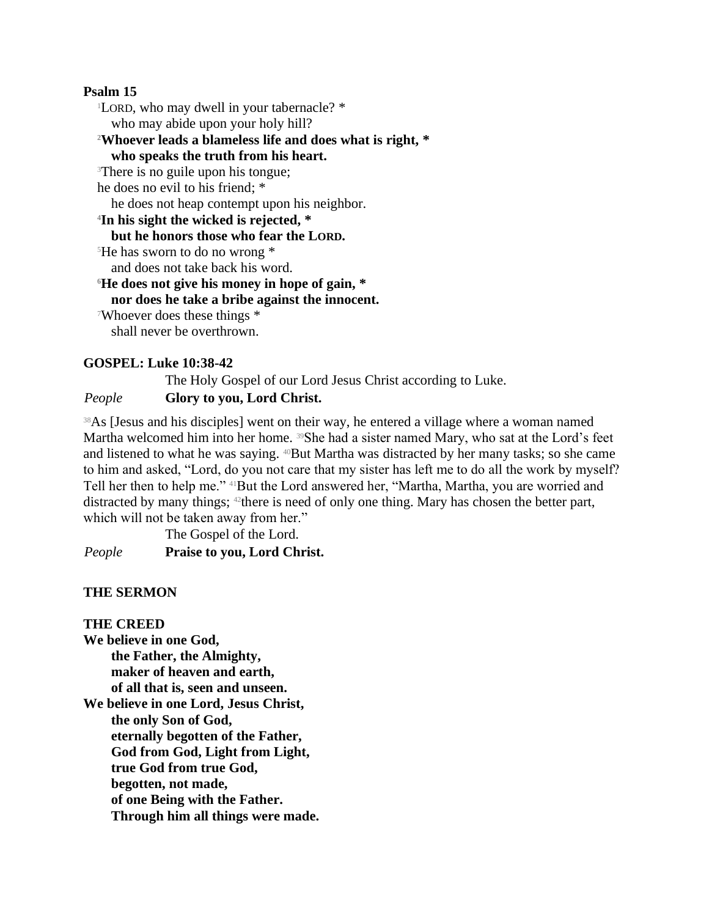**Psalm 15**

[1]LORD, who may dwell in your tabernacle? *
who may abide upon your holy hill?

[2]**Whoever leads a blameless life and does what is right, ***
**who speaks the truth from his heart.**

[3]There is no guile upon his tongue;
he does no evil to his friend; *
he does not heap contempt upon his neighbor.

[4]**In his sight the wicked is rejected, ***
**but he honors those who fear the LORD.**

[5]He has sworn to do no wrong *
and does not take back his word.

[6]**He does not give his money in hope of gain, ***
**nor does he take a bribe against the innocent.**

[7]Whoever does these things *
shall never be overthrown.

**GOSPEL: Luke 10:38-42**

The Holy Gospel of our Lord Jesus Christ according to Luke.

*People* **Glory to you, Lord Christ.**

[38]As [Jesus and his disciples] went on their way, he entered a village where a woman named Martha welcomed him into her home. [39]She had a sister named Mary, who sat at the Lord's feet and listened to what he was saying. [40]But Martha was distracted by her many tasks; so she came to him and asked, "Lord, do you not care that my sister has left me to do all the work by myself? Tell her then to help me." [41]But the Lord answered her, "Martha, Martha, you are worried and distracted by many things; [42]there is need of only one thing. Mary has chosen the better part, which will not be taken away from her."

The Gospel of the Lord.

*People* **Praise to you, Lord Christ.**

**THE SERMON**

**THE CREED**

**We believe in one God,**
**the Father, the Almighty,**
**maker of heaven and earth,**
**of all that is, seen and unseen.**
**We believe in one Lord, Jesus Christ,**
**the only Son of God,**
**eternally begotten of the Father,**
**God from God, Light from Light,**
**true God from true God,**
**begotten, not made,**
**of one Being with the Father.**
**Through him all things were made.**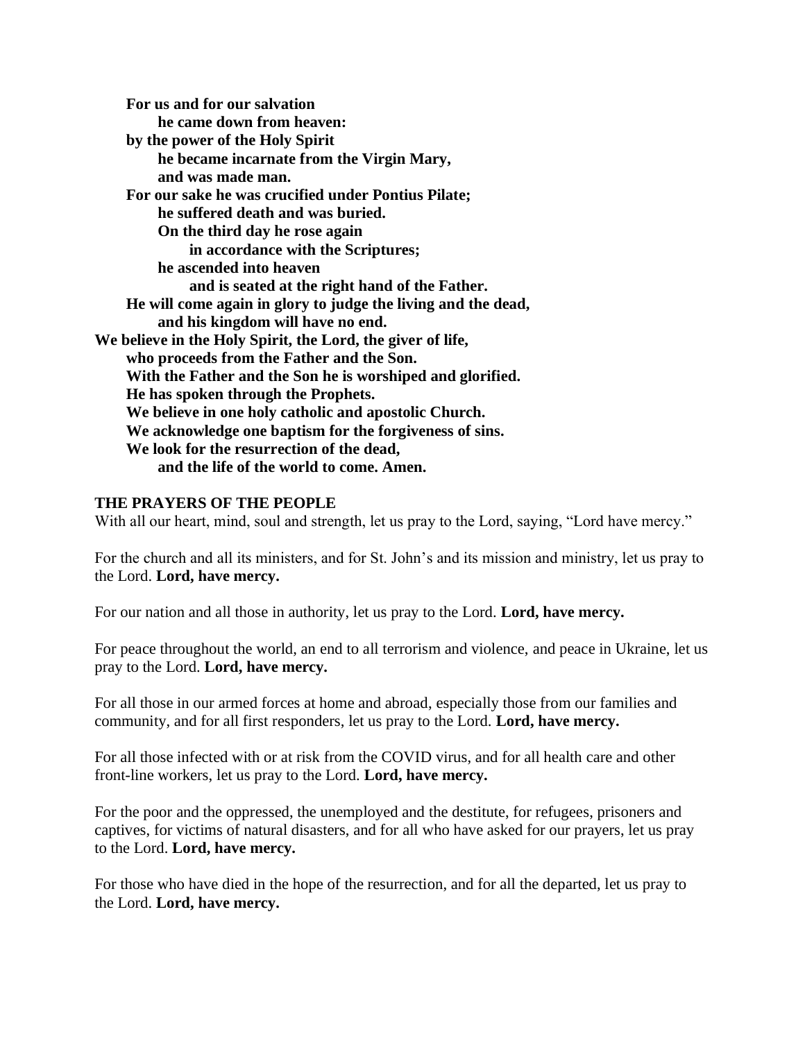**For us and for our salvation**
**he came down from heaven:**
**by the power of the Holy Spirit**
**he became incarnate from the Virgin Mary,**
**and was made man.**
**For our sake he was crucified under Pontius Pilate;**
**he suffered death and was buried.**
**On the third day he rose again**
**in accordance with the Scriptures;**
**he ascended into heaven**
**and is seated at the right hand of the Father.**
**He will come again in glory to judge the living and the dead,**
**and his kingdom will have no end.**
**We believe in the Holy Spirit, the Lord, the giver of life,**
**who proceeds from the Father and the Son.**
**With the Father and the Son he is worshiped and glorified.**
**He has spoken through the Prophets.**
**We believe in one holy catholic and apostolic Church.**
**We acknowledge one baptism for the forgiveness of sins.**
**We look for the resurrection of the dead,**
**and the life of the world to come. Amen.**

### THE PRAYERS OF THE PEOPLE

With all our heart, mind, soul and strength, let us pray to the Lord, saying, "Lord have mercy."

For the church and all its ministers, and for St. John's and its mission and ministry, let us pray to the Lord. **Lord, have mercy.**

For our nation and all those in authority, let us pray to the Lord. **Lord, have mercy.**

For peace throughout the world, an end to all terrorism and violence, and peace in Ukraine, let us pray to the Lord. **Lord, have mercy.**

For all those in our armed forces at home and abroad, especially those from our families and community, and for all first responders, let us pray to the Lord. **Lord, have mercy.**

For all those infected with or at risk from the COVID virus, and for all health care and other front-line workers, let us pray to the Lord. **Lord, have mercy.**

For the poor and the oppressed, the unemployed and the destitute, for refugees, prisoners and captives, for victims of natural disasters, and for all who have asked for our prayers, let us pray to the Lord. **Lord, have mercy.**

For those who have died in the hope of the resurrection, and for all the departed, let us pray to the Lord. **Lord, have mercy.**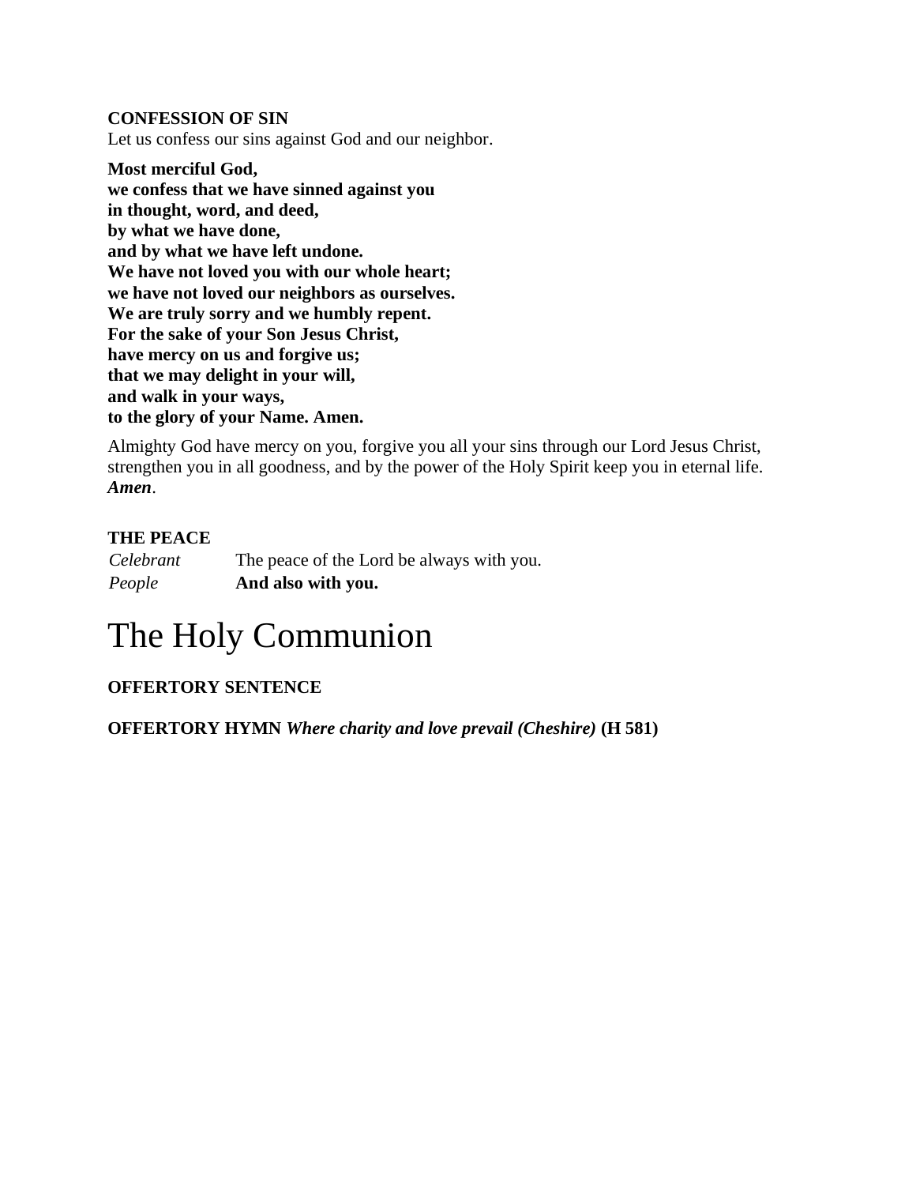**CONFESSION OF SIN**
Let us confess our sins against God and our neighbor.

**Most merciful God,**
**we confess that we have sinned against you**
**in thought, word, and deed,**
**by what we have done,**
**and by what we have left undone.**
**We have not loved you with our whole heart;**
**we have not loved our neighbors as ourselves.**
**We are truly sorry and we humbly repent.**
**For the sake of your Son Jesus Christ,**
**have mercy on us and forgive us;**
**that we may delight in your will,**
**and walk in your ways,**
**to the glory of your Name. Amen.**

Almighty God have mercy on you, forgive you all your sins through our Lord Jesus Christ, strengthen you in all goodness, and by the power of the Holy Spirit keep you in eternal life. ***Amen***.

**THE PEACE**

| | |
|---|---|
| *Celebrant* | The peace of the Lord be always with you. |
| *People* | **And also with you.** |

# The Holy Communion

**OFFERTORY SENTENCE**

**OFFERTORY HYMN** ***Where charity and love prevail (Cheshire)*** **(H 581)**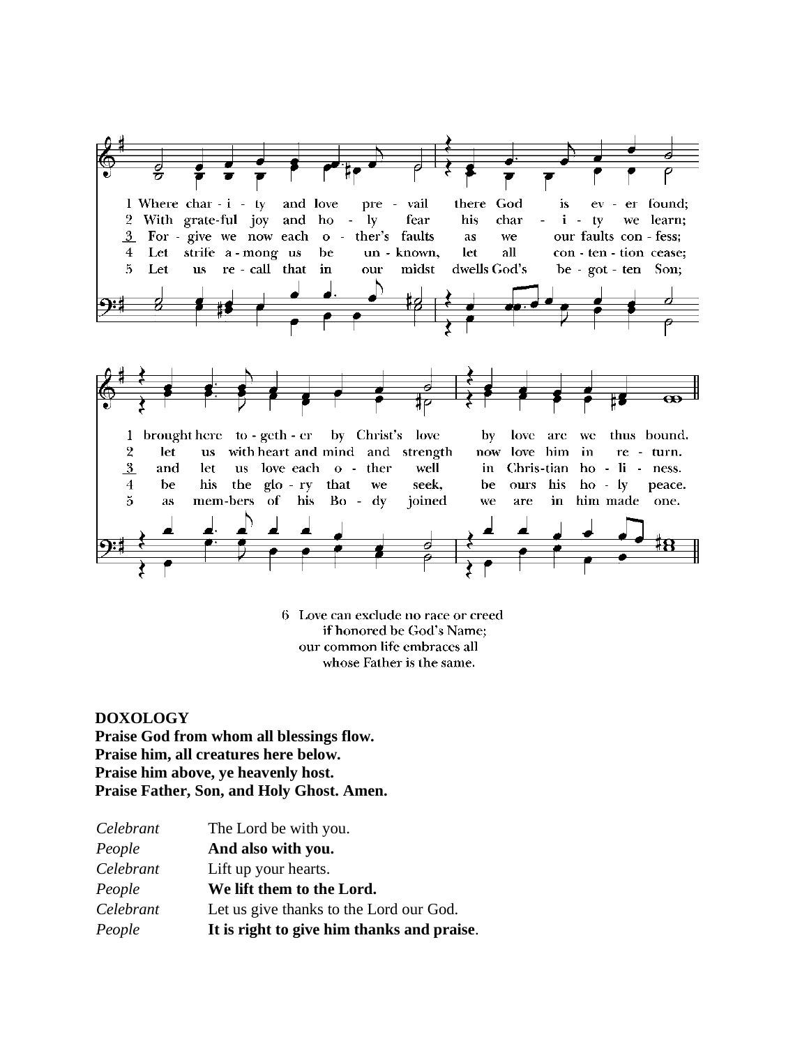1 Where charity and love prevail there God is ever found; brought here together by Christ's love by love are we thus bound.

2 With grateful joy and holy fear his charity we learn; let us with heart and mind and strength now love him in return.

3 Forgive we now each other's faults as we our faults confess; and let us love each other well in Christian holiness.

4 Let strife among us be unknown, let all contention cease; be his the glory that we seek, be ours his holy peace.

5 Let us recall that in our midst dwells God's begotten Son; as members of his Body joined we are in him made one.

6 Love can exclude no race or creed
if honored be God's Name;
our common life embraces all
whose Father is the same.

**DOXOLOGY**
**Praise God from whom all blessings flow.**
**Praise him, all creatures here below.**
**Praise him above, ye heavenly host.**
**Praise Father, Son, and Holy Ghost. Amen.**

*Celebrant* The Lord be with you.
*People* **And also with you.**
*Celebrant* Lift up your hearts.
*People* **We lift them to the Lord.**
*Celebrant* Let us give thanks to the Lord our God.
*People* **It is right to give him thanks and praise**.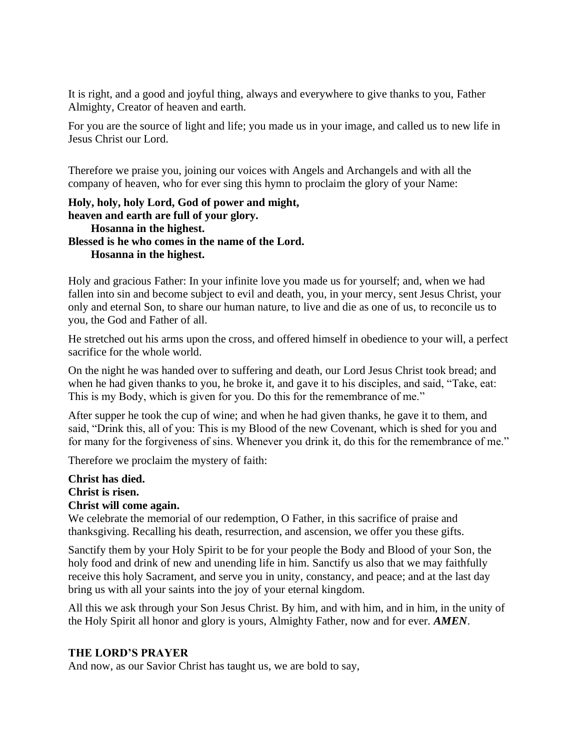It is right, and a good and joyful thing, always and everywhere to give thanks to you, Father Almighty, Creator of heaven and earth.

For you are the source of light and life; you made us in your image, and called us to new life in Jesus Christ our Lord.

Therefore we praise you, joining our voices with Angels and Archangels and with all the company of heaven, who for ever sing this hymn to proclaim the glory of your Name:

**Holy, holy, holy Lord, God of power and might,**
**heaven and earth are full of your glory.**
**Hosanna in the highest.**
**Blessed is he who comes in the name of the Lord.**
**Hosanna in the highest.**

Holy and gracious Father: In your infinite love you made us for yourself; and, when we had fallen into sin and become subject to evil and death, you, in your mercy, sent Jesus Christ, your only and eternal Son, to share our human nature, to live and die as one of us, to reconcile us to you, the God and Father of all.

He stretched out his arms upon the cross, and offered himself in obedience to your will, a perfect sacrifice for the whole world.

On the night he was handed over to suffering and death, our Lord Jesus Christ took bread; and when he had given thanks to you, he broke it, and gave it to his disciples, and said, "Take, eat: This is my Body, which is given for you. Do this for the remembrance of me."

After supper he took the cup of wine; and when he had given thanks, he gave it to them, and said, "Drink this, all of you: This is my Blood of the new Covenant, which is shed for you and for many for the forgiveness of sins. Whenever you drink it, do this for the remembrance of me."

Therefore we proclaim the mystery of faith:

**Christ has died.**
**Christ is risen.**
**Christ will come again.**

We celebrate the memorial of our redemption, O Father, in this sacrifice of praise and thanksgiving. Recalling his death, resurrection, and ascension, we offer you these gifts.

Sanctify them by your Holy Spirit to be for your people the Body and Blood of your Son, the holy food and drink of new and unending life in him. Sanctify us also that we may faithfully receive this holy Sacrament, and serve you in unity, constancy, and peace; and at the last day bring us with all your saints into the joy of your eternal kingdom.

All this we ask through your Son Jesus Christ. By him, and with him, and in him, in the unity of the Holy Spirit all honor and glory is yours, Almighty Father, now and for ever. ***AMEN***.

**THE LORD'S PRAYER**

And now, as our Savior Christ has taught us, we are bold to say,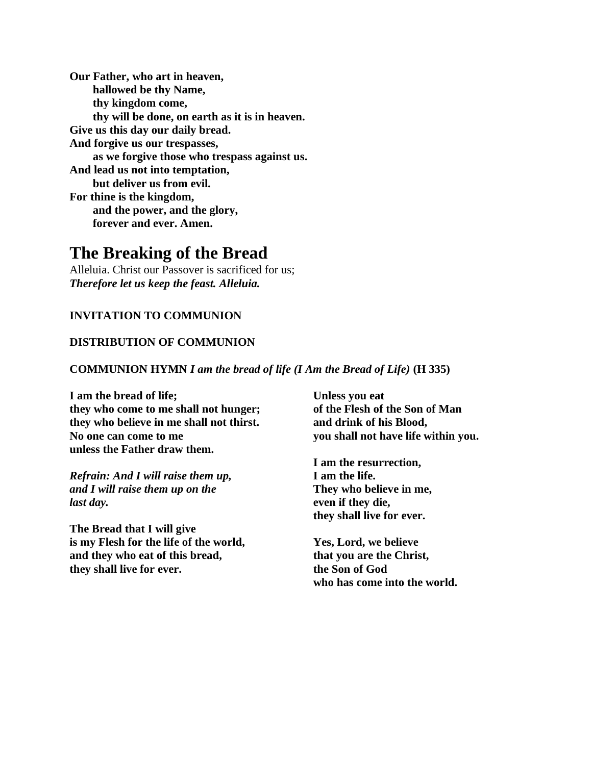**Our Father, who art in heaven,**
**hallowed be thy Name,**
**thy kingdom come,**
**thy will be done, on earth as it is in heaven.**
**Give us this day our daily bread.**
**And forgive us our trespasses,**
**as we forgive those who trespass against us.**
**And lead us not into temptation,**
**but deliver us from evil.**
**For thine is the kingdom,**
**and the power, and the glory,**
**forever and ever. Amen.**

## The Breaking of the Bread

Alleluia. Christ our Passover is sacrificed for us;
***Therefore let us keep the feast. Alleluia.***

**INVITATION TO COMMUNION**

**DISTRIBUTION OF COMMUNION**

**COMMUNION HYMN** ***I am the bread of life (I Am the Bread of Life)*** **(H 335)**

**I am the bread of life;**
**they who come to me shall not hunger;**
**they who believe in me shall not thirst.**
**No one can come to me**
**unless the Father draw them.**

***Refrain: And I will raise them up,***
***and I will raise them up on the***
***last day.***

**The Bread that I will give**
**is my Flesh for the life of the world,**
**and they who eat of this bread,**
**they shall live for ever.**

**Unless you eat**
**of the Flesh of the Son of Man**
**and drink of his Blood,**
**you shall not have life within you.**

**I am the resurrection,**
**I am the life.**
**They who believe in me,**
**even if they die,**
**they shall live for ever.**

**Yes, Lord, we believe**
**that you are the Christ,**
**the Son of God**
**who has come into the world.**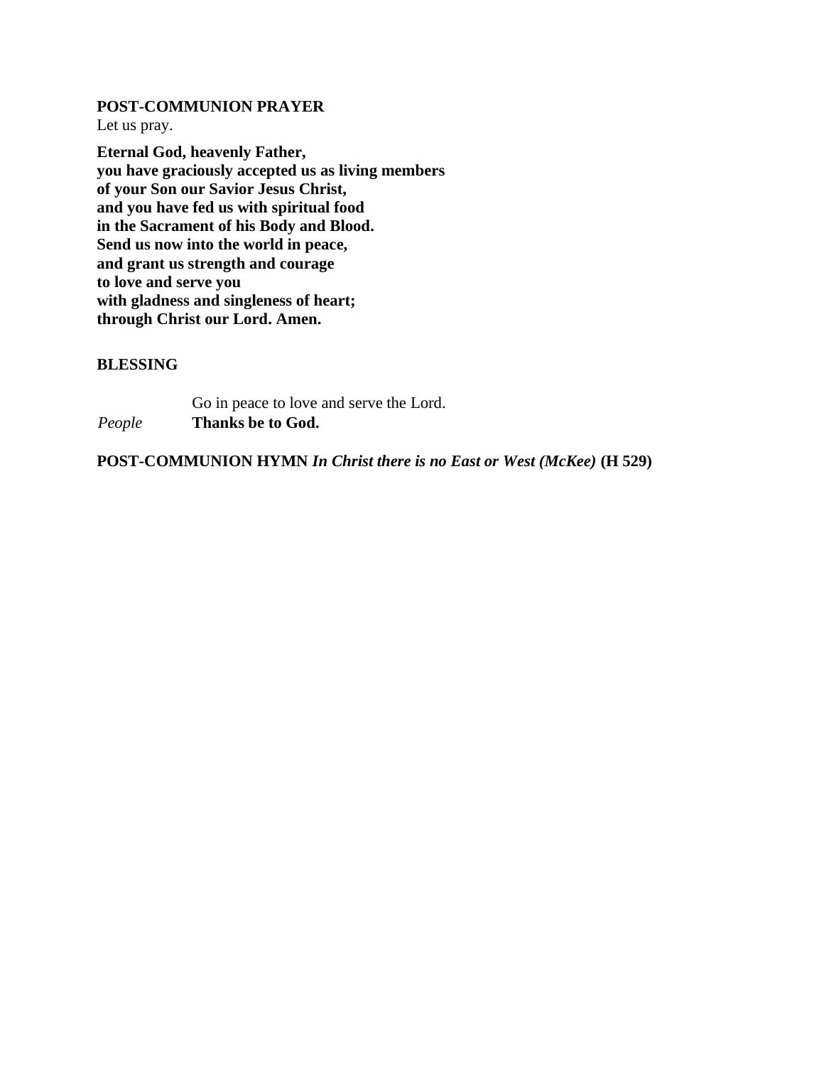**POST-COMMUNION PRAYER**
Let us pray.

**Eternal God, heavenly Father,**
**you have graciously accepted us as living members**
**of your Son our Savior Jesus Christ,**
**and you have fed us with spiritual food**
**in the Sacrament of his Body and Blood.**
**Send us now into the world in peace,**
**and grant us strength and courage**
**to love and serve you**
**with gladness and singleness of heart;**
**through Christ our Lord. Amen.**

**BLESSING**

Go in peace to love and serve the Lord.
*People* **Thanks be to God.**

**POST-COMMUNION HYMN** ***In Christ there is no East or West (McKee)*** **(H 529)**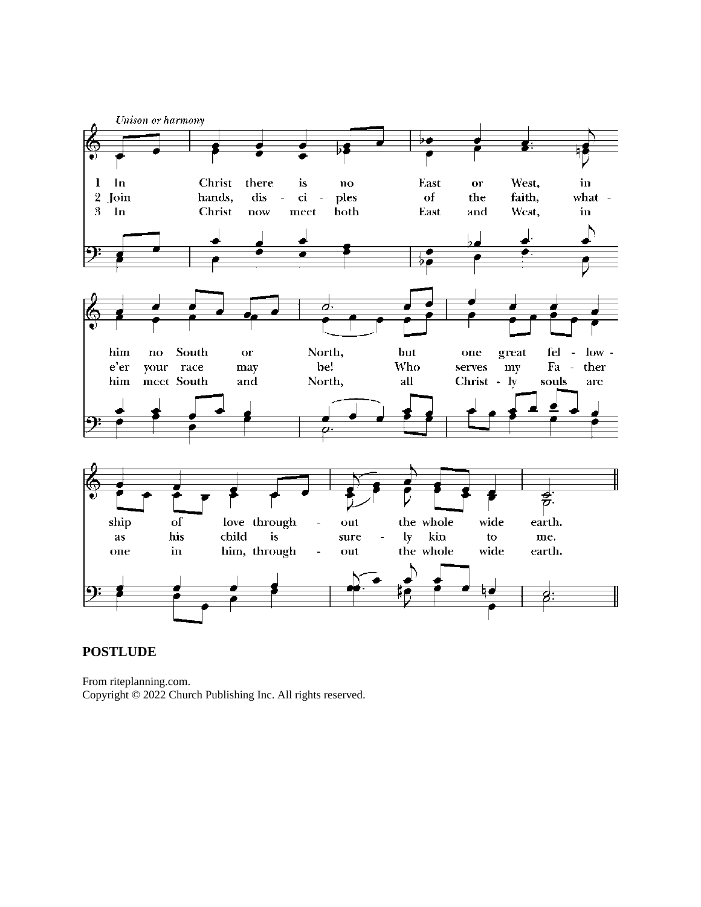*Unison or harmony*

1 In Christ there is no East or West, in him no South or North, but one great fel - low - ship of love through - out the whole wide earth.

2 Join hands, dis - ci - ples of the faith, what - e'er your race may be! Who serves my Fa - ther as his child is sure - ly kin to me.

3 In Christ now meet both East and West, in him meet South and North, all Christ - ly souls are one in him, through - out the whole wide earth.

**POSTLUDE**

From riteplanning.com.
Copyright © 2022 Church Publishing Inc. All rights reserved.